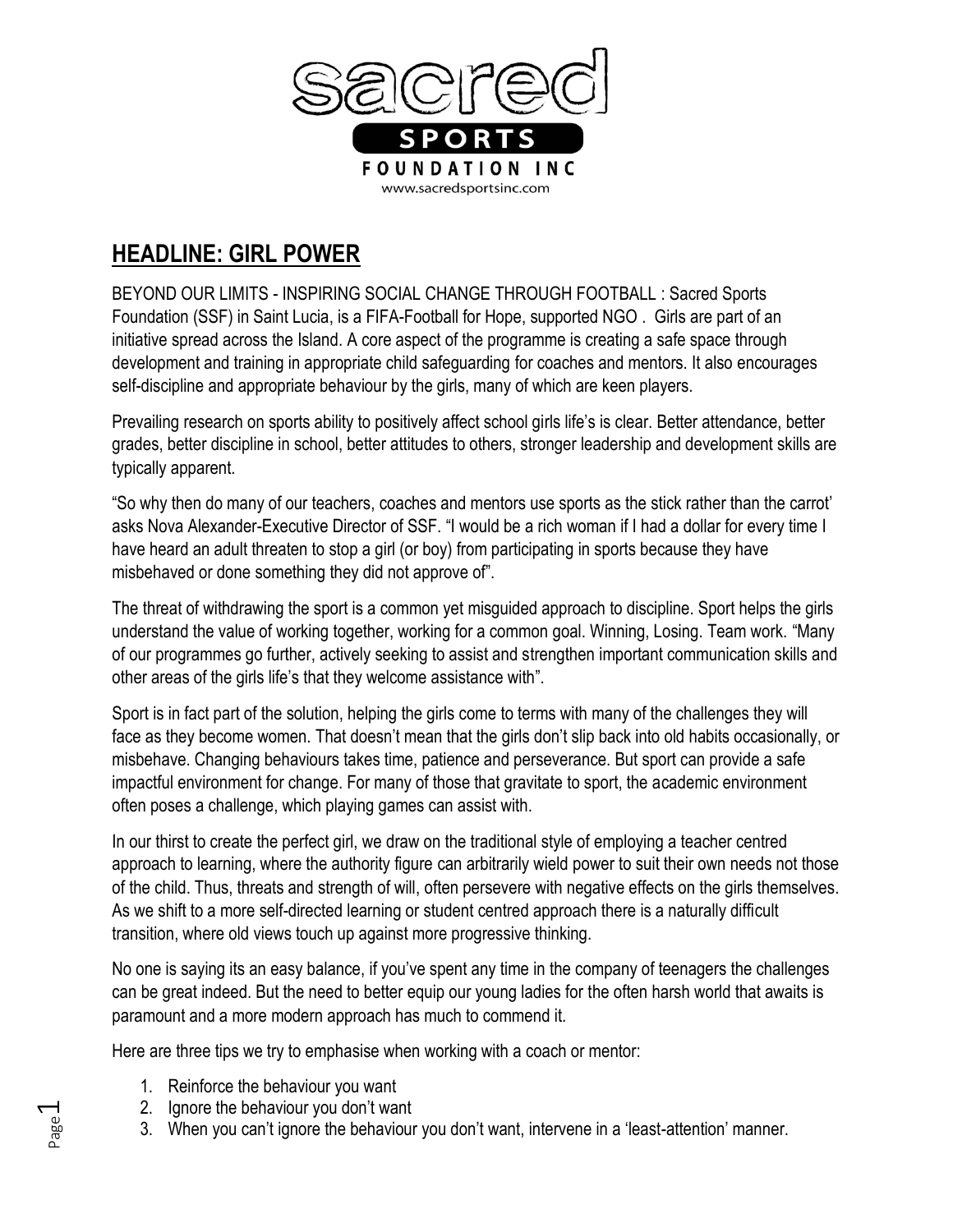sacred

SPORTS

FOUNDATION INC

www.sacredsportsinc.com

## HEADLINE: GIRL POWER

BEYOND OUR LIMITS - INSPIRING SOCIAL CHANGE THROUGH FOOTBALL : Sacred Sports Foundation (SSF) in Saint Lucia, is a FIFA-Football for Hope, supported NGO . Girls are part of an initiative spread across the Island. A core aspect of the programme is creating a safe space through development and training in appropriate child safeguarding for coaches and mentors. It also encourages self-discipline and appropriate behaviour by the girls, many of which are keen players.

Prevailing research on sports ability to positively affect school girls life's is clear. Better attendance, better grades, better discipline in school, better attitudes to others, stronger leadership and development skills are typically apparent.

"So why then do many of our teachers, coaches and mentors use sports as the stick rather than the carrot' asks Nova Alexander-Executive Director of SSF. "I would be a rich woman if I had a dollar for every time I have heard an adult threaten to stop a girl (or boy) from participating in sports because they have misbehaved or done something they did not approve of".

The threat of withdrawing the sport is a common yet misguided approach to discipline. Sport helps the girls understand the value of working together, working for a common goal. Winning, Losing. Team work. "Many of our programmes go further, actively seeking to assist and strengthen important communication skills and other areas of the girls life's that they welcome assistance with".

Sport is in fact part of the solution, helping the girls come to terms with many of the challenges they will face as they become women. That doesn't mean that the girls don't slip back into old habits occasionally, or misbehave. Changing behaviours takes time, patience and perseverance. But sport can provide a safe impactful environment for change. For many of those that gravitate to sport, the academic environment often poses a challenge, which playing games can assist with.

In our thirst to create the perfect girl, we draw on the traditional style of employing a teacher centred approach to learning, where the authority figure can arbitrarily wield power to suit their own needs not those of the child. Thus, threats and strength of will, often persevere with negative effects on the girls themselves. As we shift to a more self-directed learning or student centred approach there is a naturally difficult transition, where old views touch up against more progressive thinking.

No one is saying its an easy balance, if you've spent any time in the company of teenagers the challenges can be great indeed. But the need to better equip our young ladies for the often harsh world that awaits is paramount and a more modern approach has much to commend it.

Here are three tips we try to emphasise when working with a coach or mentor:

1. Reinforce the behaviour you want
2. Ignore the behaviour you don't want
3. When you can't ignore the behaviour you don't want, intervene in a 'least-attention' manner.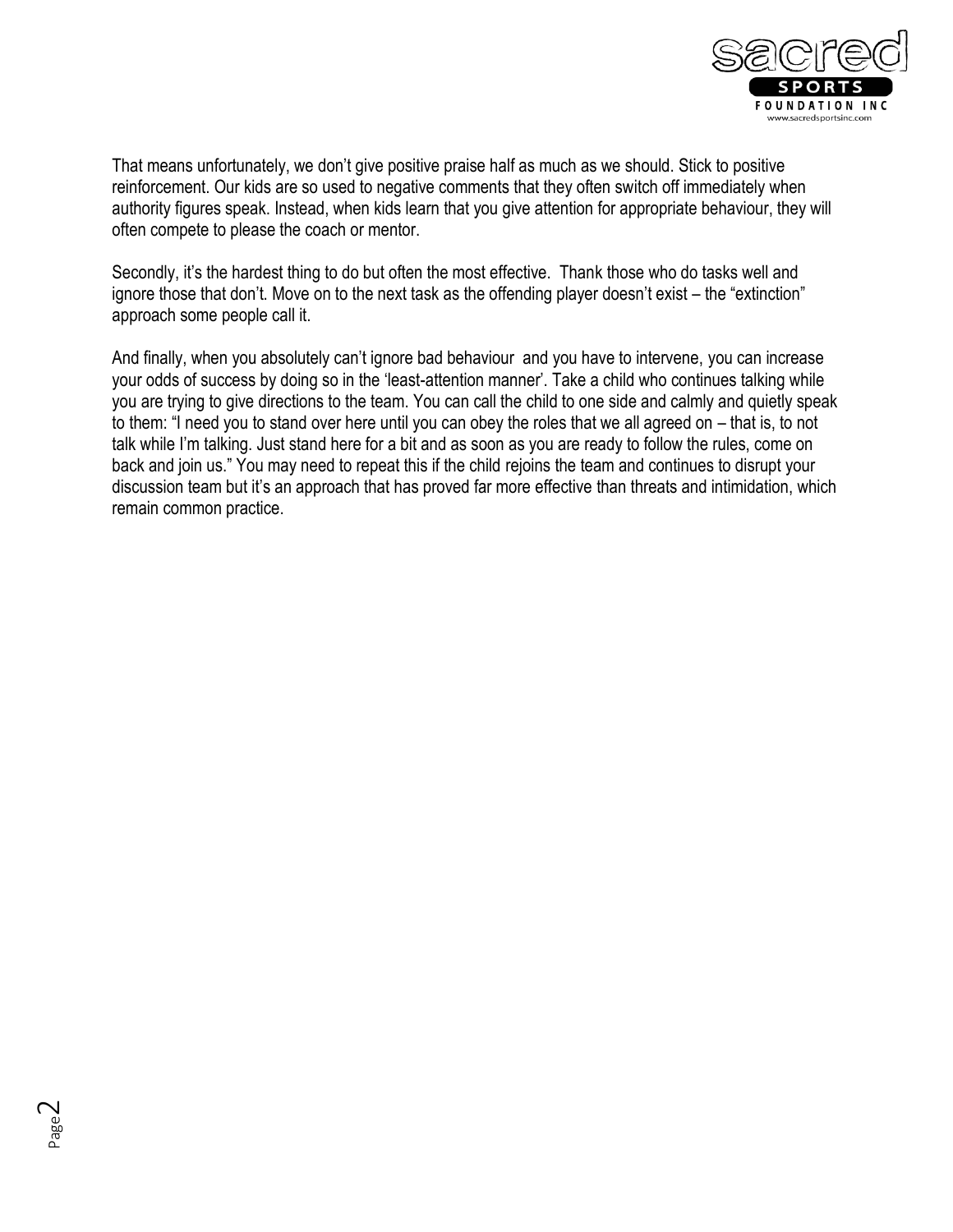That means unfortunately, we don't give positive praise half as much as we should. Stick to positive reinforcement. Our kids are so used to negative comments that they often switch off immediately when authority figures speak. Instead, when kids learn that you give attention for appropriate behaviour, they will often compete to please the coach or mentor.

Secondly, it's the hardest thing to do but often the most effective. Thank those who do tasks well and ignore those that don't. Move on to the next task as the offending player doesn't exist – the "extinction" approach some people call it.

And finally, when you absolutely can't ignore bad behaviour and you have to intervene, you can increase your odds of success by doing so in the 'least-attention manner'. Take a child who continues talking while you are trying to give directions to the team. You can call the child to one side and calmly and quietly speak to them: "I need you to stand over here until you can obey the roles that we all agreed on – that is, to not talk while I'm talking. Just stand here for a bit and as soon as you are ready to follow the rules, come on back and join us." You may need to repeat this if the child rejoins the team and continues to disrupt your discussion team but it's an approach that has proved far more effective than threats and intimidation, which remain common practice.